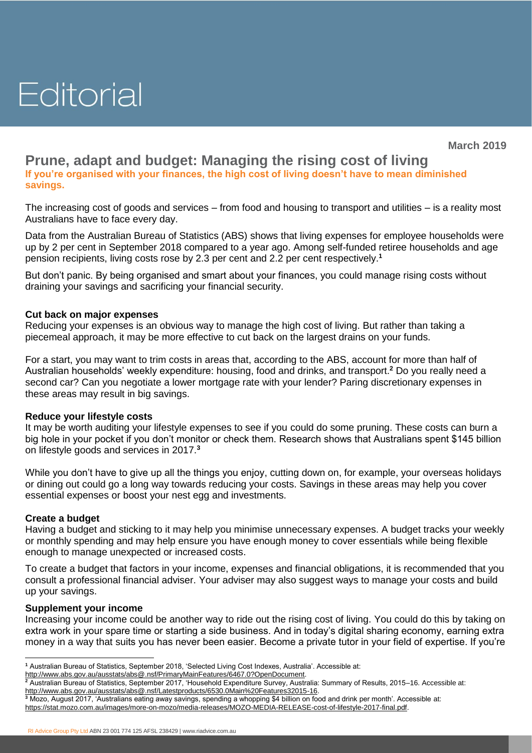# Editorial

**March 2019**

## Prune, adapt and budget: Managing the rising cost of living

**If you're organised with your finances, the high cost of living doesn't have to mean diminished savings.**

The increasing cost of goods and services – from food and housing to transport and utilities – is a reality most Australians have to face every day.

Data from the Australian Bureau of Statistics (ABS) shows that living expenses for employee households were up by 2 per cent in September 2018 compared to a year ago. Among self-funded retiree households and age pension recipients, living costs rose by 2.3 per cent and 2.2 per cent respectively.[1]

But don't panic. By being organised and smart about your finances, you could manage rising costs without draining your savings and sacrificing your financial security.

### Cut back on major expenses

Reducing your expenses is an obvious way to manage the high cost of living. But rather than taking a piecemeal approach, it may be more effective to cut back on the largest drains on your funds.

For a start, you may want to trim costs in areas that, according to the ABS, account for more than half of Australian households' weekly expenditure: housing, food and drinks, and transport.[2] Do you really need a second car? Can you negotiate a lower mortgage rate with your lender? Paring discretionary expenses in these areas may result in big savings.

### Reduce your lifestyle costs

It may be worth auditing your lifestyle expenses to see if you could do some pruning. These costs can burn a big hole in your pocket if you don't monitor or check them. Research shows that Australians spent $145 billion on lifestyle goods and services in 2017.[3]

While you don't have to give up all the things you enjoy, cutting down on, for example, your overseas holidays or dining out could go a long way towards reducing your costs. Savings in these areas may help you cover essential expenses or boost your nest egg and investments.

### Create a budget

Having a budget and sticking to it may help you minimise unnecessary expenses. A budget tracks your weekly or monthly spending and may help ensure you have enough money to cover essentials while being flexible enough to manage unexpected or increased costs.

To create a budget that factors in your income, expenses and financial obligations, it is recommended that you consult a professional financial adviser. Your adviser may also suggest ways to manage your costs and build up your savings.

### Supplement your income

Increasing your income could be another way to ride out the rising cost of living. You could do this by taking on extra work in your spare time or starting a side business. And in today's digital sharing economy, earning extra money in a way that suits you has never been easier. Become a private tutor in your field of expertise. If you're

---

[1] Australian Bureau of Statistics, September 2018, 'Selected Living Cost Indexes, Australia'. Accessible at: http://www.abs.gov.au/ausstats/abs@.nsf/PrimaryMainFeatures/6467.0?OpenDocument.

[2] Australian Bureau of Statistics, September 2017, 'Household Expenditure Survey, Australia: Summary of Results, 2015–16. Accessible at: http://www.abs.gov.au/ausstats/abs@.nsf/Latestproducts/6530.0Main%20Features32015-16.

[3] Mozo, August 2017, 'Australians eating away savings, spending a whopping $4 billion on food and drink per month'. Accessible at: https://stat.mozo.com.au/images/more-on-mozo/media-releases/MOZO-MEDIA-RELEASE-cost-of-lifestyle-2017-final.pdf.

RI Advice Group Pty Ltd ABN 23 001 774 125 AFSL 238429 | www.riadvice.com.au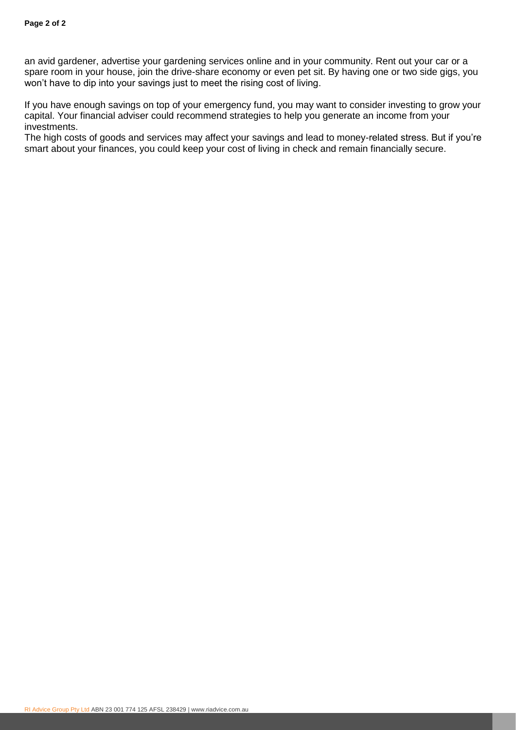an avid gardener, advertise your gardening services online and in your community. Rent out your car or a spare room in your house, join the drive-share economy or even pet sit. By having one or two side gigs, you won't have to dip into your savings just to meet the rising cost of living.

If you have enough savings on top of your emergency fund, you may want to consider investing to grow your capital. Your financial adviser could recommend strategies to help you generate an income from your investments.

The high costs of goods and services may affect your savings and lead to money-related stress. But if you're smart about your finances, you could keep your cost of living in check and remain financially secure.